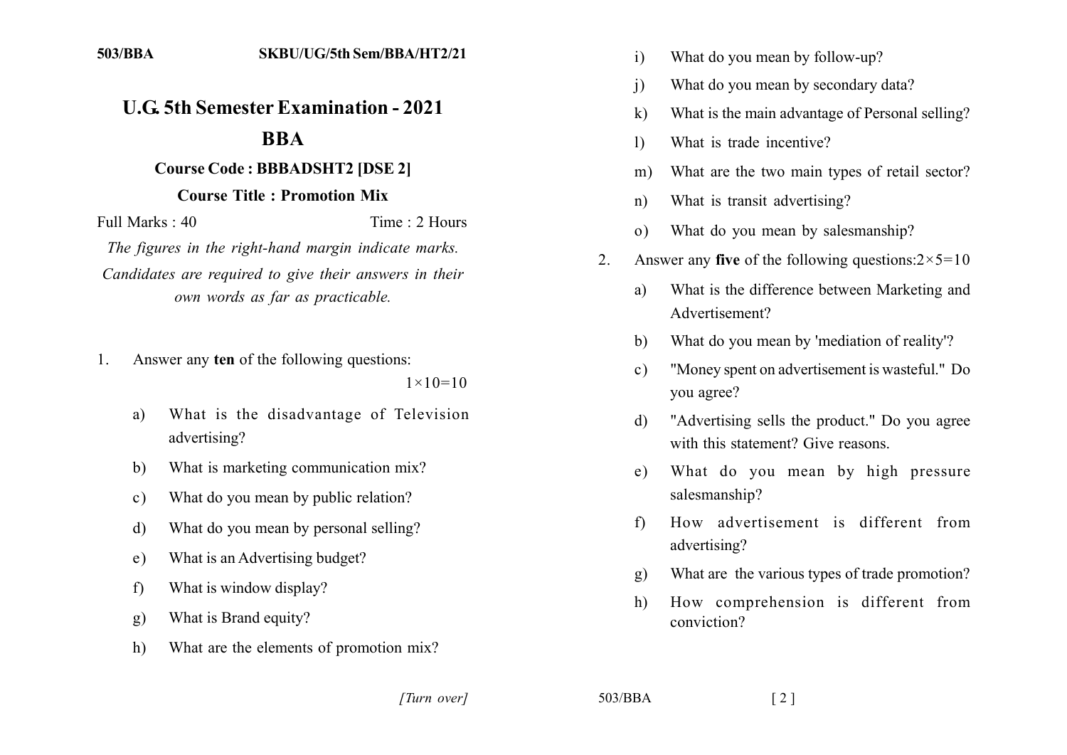503/BBA SKBU/UG/5th Sem/BBA/HT2/21

# U.G. 5th Semester Examination - 2021

## BBA

**Course Code : BBBADSHT2 [DSE 2]**

**Course Title : Promotion Mix**

Full Marks : 40 Time : 2 Hours

*The figures in the right-hand margin indicate marks.*

*Candidates are required to give their answers in their own words as far as practicable.*

1. Answer any **ten** of the following questions: $1\times10=10$

   a) What is the disadvantage of Television advertising?

   b) What is marketing communication mix?

   c) What do you mean by public relation?

   d) What do you mean by personal selling?

   e) What is an Advertising budget?

   f) What is window display?

   g) What is Brand equity?

   h) What are the elements of promotion mix?

   i) What do you mean by follow-up?

   j) What do you mean by secondary data?

   k) What is the main advantage of Personal selling?

   l) What is trade incentive?

   m) What are the two main types of retail sector?

   n) What is transit advertising?

   o) What do you mean by salesmanship?

2. Answer any **five** of the following questions: $2\times5=10$

   a) What is the difference between Marketing and Advertisement?

   b) What do you mean by 'mediation of reality'?

   c) "Money spent on advertisement is wasteful." Do you agree?

   d) "Advertising sells the product." Do you agree with this statement? Give reasons.

   e) What do you mean by high pressure salesmanship?

   f) How advertisement is different from advertising?

   g) What are the various types of trade promotion?

   h) How comprehension is different from conviction?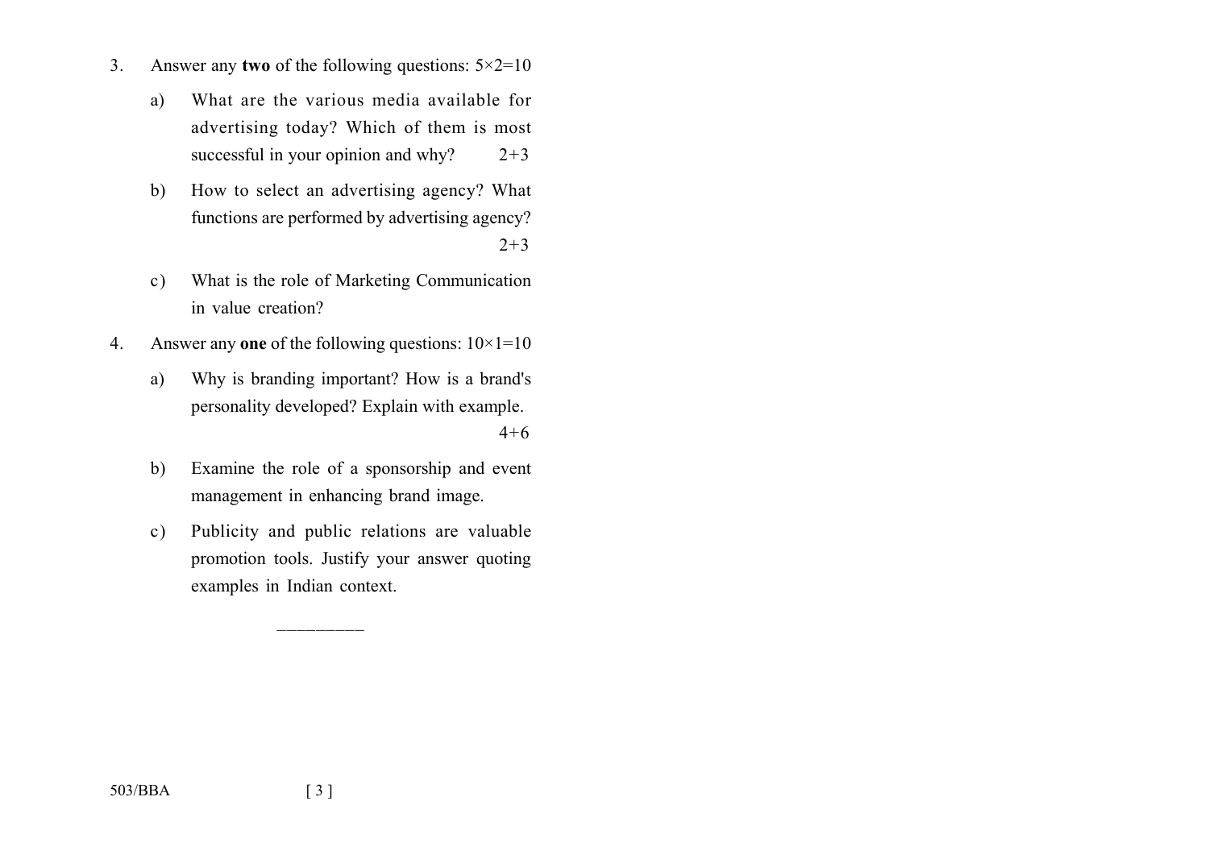3. Answer any **two** of the following questions: 5×2=10

   a) What are the various media available for advertising today? Which of them is most successful in your opinion and why? 2+3

   b) How to select an advertising agency? What functions are performed by advertising agency? 2+3

   c) What is the role of Marketing Communication in value creation?

4. Answer any **one** of the following questions: 10×1=10

   a) Why is branding important? How is a brand's personality developed? Explain with example. 4+6

   b) Examine the role of a sponsorship and event management in enhancing brand image.

   c) Publicity and public relations are valuable promotion tools. Justify your answer quoting examples in Indian context.

\_\_\_\_\_\_\_\_\_